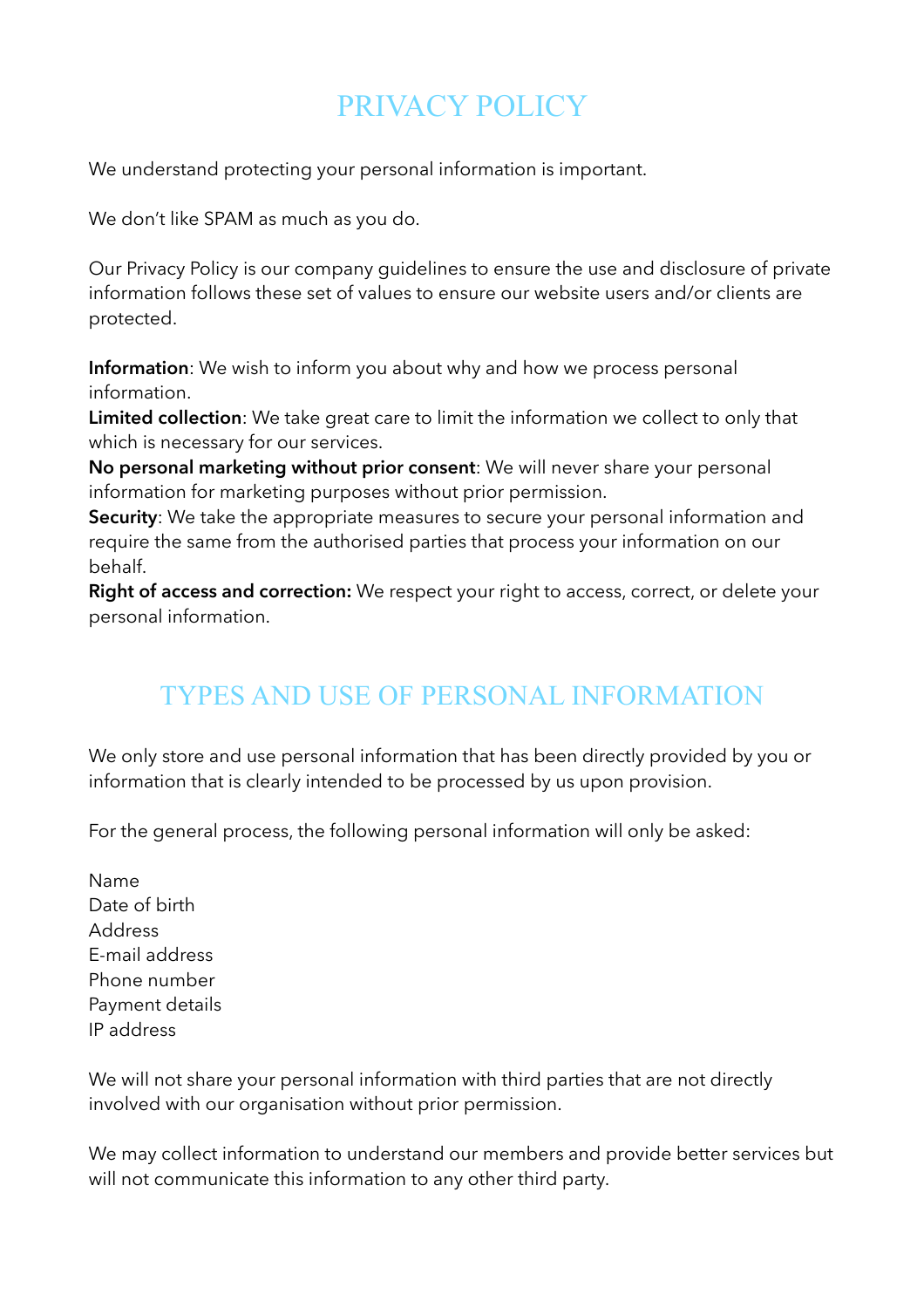# PRIVACY POLICY

We understand protecting your personal information is important.

We don't like SPAM as much as you do.

Our Privacy Policy is our company guidelines to ensure the use and disclosure of private information follows these set of values to ensure our website users and/or clients are protected.

**Information**: We wish to inform you about why and how we process personal information.
**Limited collection**: We take great care to limit the information we collect to only that which is necessary for our services.
**No personal marketing without prior consent**: We will never share your personal information for marketing purposes without prior permission.
**Security**: We take the appropriate measures to secure your personal information and require the same from the authorised parties that process your information on our behalf.
**Right of access and correction:** We respect your right to access, correct, or delete your personal information.

## TYPES AND USE OF PERSONAL INFORMATION

We only store and use personal information that has been directly provided by you or information that is clearly intended to be processed by us upon provision.

For the general process, the following personal information will only be asked:

Name
Date of birth
Address
E-mail address
Phone number
Payment details
IP address

We will not share your personal information with third parties that are not directly involved with our organisation without prior permission.

We may collect information to understand our members and provide better services but will not communicate this information to any other third party.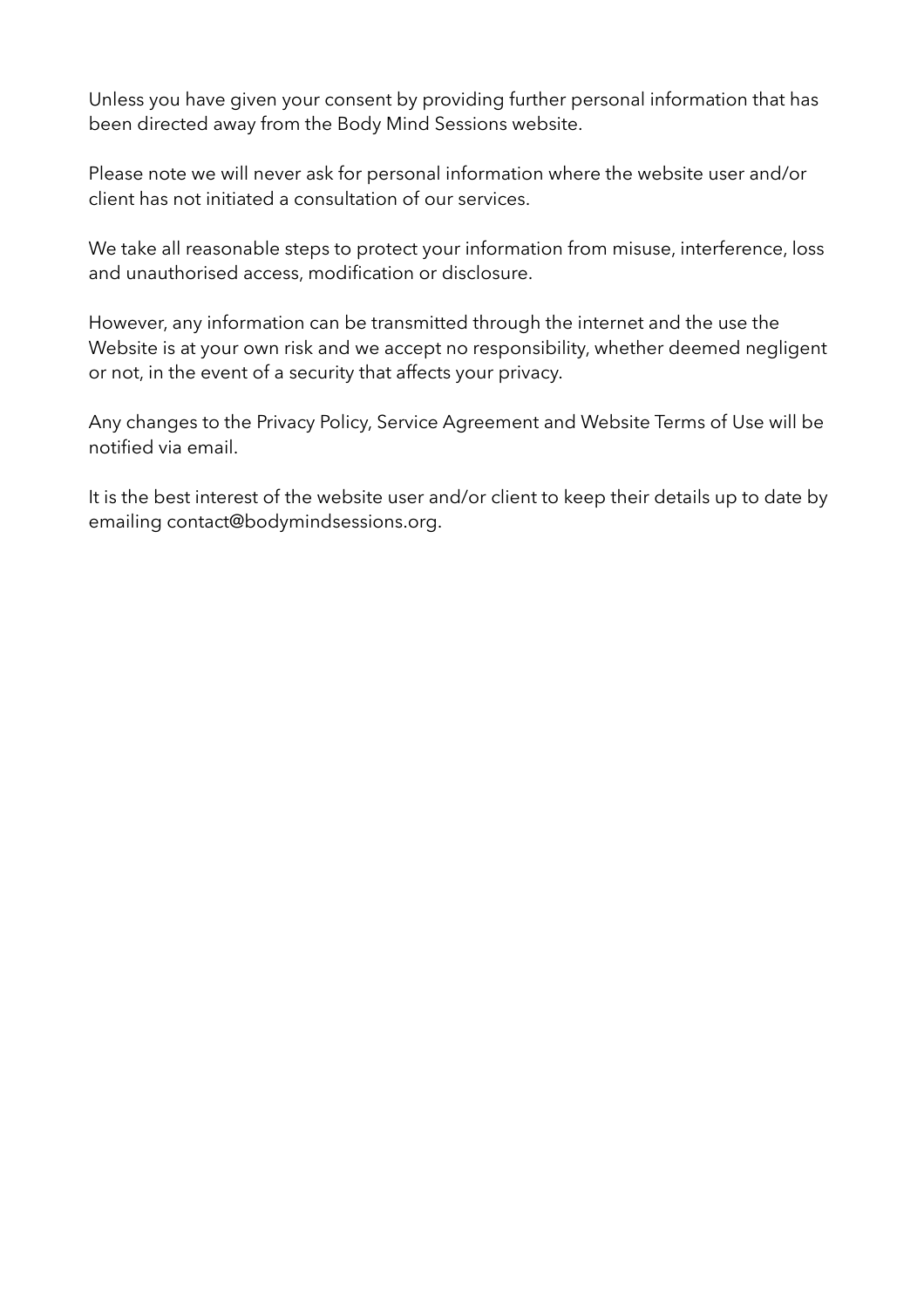Unless you have given your consent by providing further personal information that has been directed away from the Body Mind Sessions website.

Please note we will never ask for personal information where the website user and/or client has not initiated a consultation of our services.

We take all reasonable steps to protect your information from misuse, interference, loss and unauthorised access, modification or disclosure.

However, any information can be transmitted through the internet and the use the Website is at your own risk and we accept no responsibility, whether deemed negligent or not, in the event of a security that affects your privacy.

Any changes to the Privacy Policy, Service Agreement and Website Terms of Use will be notified via email.

It is the best interest of the website user and/or client to keep their details up to date by emailing contact@bodymindsessions.org.